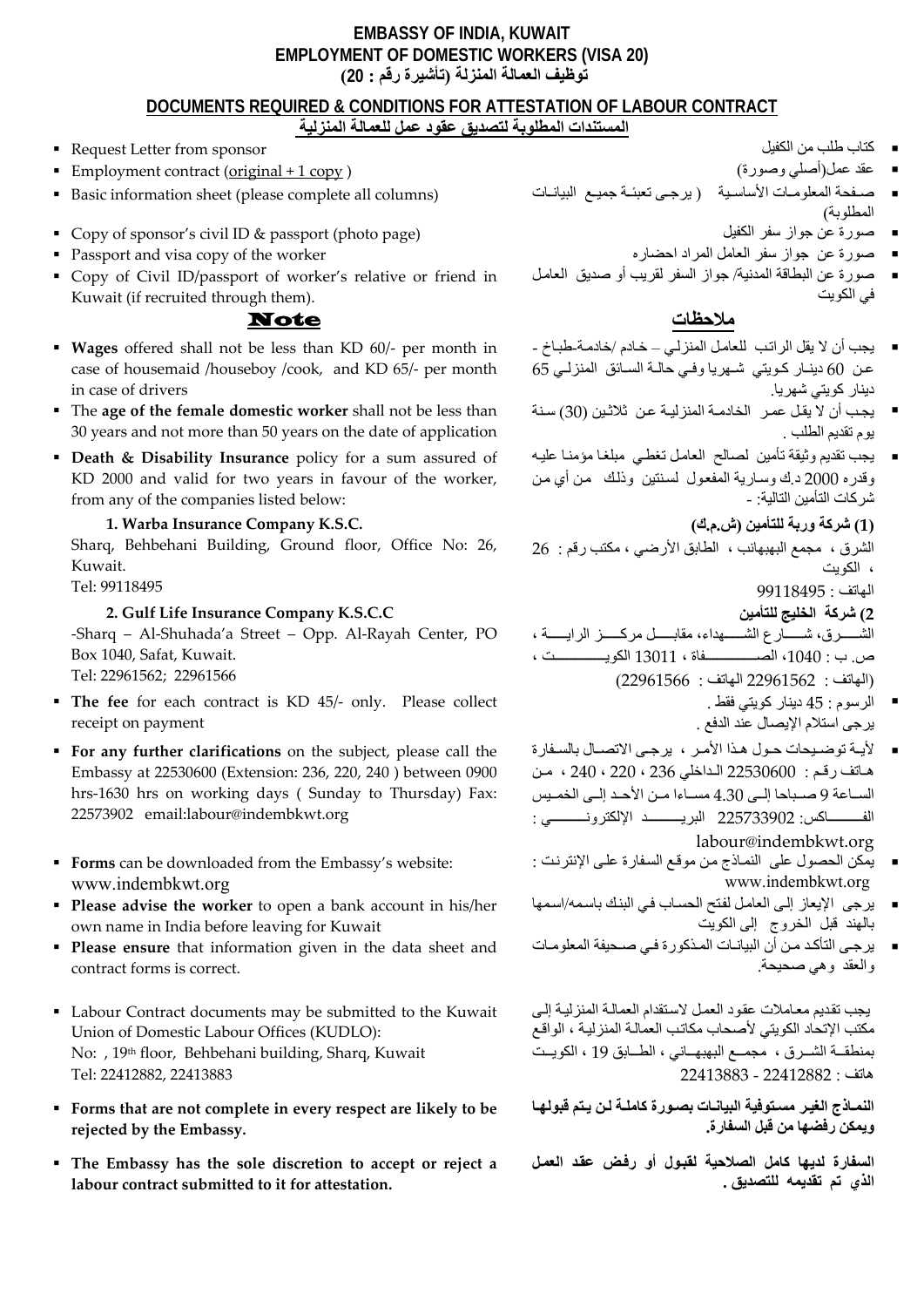# EMBASSY OF INDIA, KUWAIT

## EMPLOYMENT OF DOMESTIC WORKERS (VISA 20)

## توظيف العمالة المنزلة (تأشيرة رقم : 20)

### DOCUMENTS REQUIRED & CONDITIONS FOR ATTESTATION OF LABOUR CONTRACT

### المستندات المطلوبة لتصديق عقود عمل للعمالة المنزلية

- Request Letter from sponsor
- Employment contract (original + 1 copy )
- Basic information sheet (please complete all columns)
- Copy of sponsor's civil ID & passport (photo page)
- Passport and visa copy of the worker
- Copy of Civil ID/passport of worker's relative or friend in Kuwait (if recruited through them).

- كتاب طلب من الكفيل
- عقد عمل(أصلي وصورة)
- صفحة المعلومات الأساسية ( يرجى تعبئة جميع البيانات المطلوبة)
- صورة عن جواز سفر الكفيل
- صورة عن جواز سفر العامل المراد احضاره
- صورة عن البطاقة المدنية/ جواز السفر لقريب أو صديق العامل في الكويت

## Note

## ملاحظات

- **Wages** offered shall not be less than KD 60/- per month in case of housemaid /houseboy /cook, and KD 65/- per month in case of drivers
- The **age of the female domestic worker** shall not be less than 30 years and not more than 50 years on the date of application
- **Death & Disability Insurance** policy for a sum assured of KD 2000 and valid for two years in favour of the worker, from any of the companies listed below:

  **1. Warba Insurance Company K.S.C.**
  Sharq, Behbehani Building, Ground floor, Office No: 26, Kuwait.
  Tel: 99118495

  **2. Gulf Life Insurance Company K.S.C.C**
  -Sharq – Al-Shuhada'a Street – Opp. Al-Rayah Center, PO Box 1040, Safat, Kuwait.
  Tel: 22961562; 22961566
- **The fee** for each contract is KD 45/- only. Please collect receipt on payment
- **For any further clarifications** on the subject, please call the Embassy at 22530600 (Extension: 236, 220, 240 ) between 0900 hrs-1630 hrs on working days ( Sunday to Thursday) Fax: 22573902 email:labour@indembkwt.org
- **Forms** can be downloaded from the Embassy's website: www.indembkwt.org
- **Please advise the worker** to open a bank account in his/her own name in India before leaving for Kuwait
- **Please ensure** that information given in the data sheet and contract forms is correct.
- Labour Contract documents may be submitted to the Kuwait Union of Domestic Labour Offices (KUDLO): No: , 19th floor, Behbehani building, Sharq, Kuwait Tel: 22412882, 22413883
- **Forms that are not complete in every respect are likely to be rejected by the Embassy.**
- **The Embassy has the sole discretion to accept or reject a labour contract submitted to it for attestation.**

- يجب أن لا يقل الراتب للعامل المنزلي – خادم /خادمة-طباخ - عن 60 دينار كويتي شهريا وفي حالة السائق المنزلي 65 دينار كويتي شهريا.
- يجب أن لا يقل عمر الخادمة المنزلية عن ثلاثين (30) سنة يوم تقديم الطلب .
- يجب تقديم وثيقة تأمين لصالح العامل تغطي مبلغا مؤمنا عليه وقدره 2000 د.ك وسارية المفعول لسنتين وذلك من أي من شركات التأمين التالية: -

  **(1) شركة وربة للتأمين (ش.م.ك)**
  الشرق ، مجمع البهبهاني ، الطابق الأرضي ، مكتب رقم : 26 ، الكويت
  الهاتف : 99118495

  **2) شركة الخليج للتأمين**
  الشرق، شارع الشهداء، مقابل مركز الراية ، ص. ب : 1040، الصفاة ، 13011 الكويت ،
  (الهاتف : 22961562 الهاتف : 22961566)
- الرسوم : 45 دينار كويتي فقط .
  يرجى استلام الإيصال عند الدفع .
- لأية توضيحات حول هذا الأمر ، يرجى الاتصال بالسفارة هاتف رقم : 22530600 الداخلي 236 ، 220 ، 240 ، من الساعة 9 صباحا إلى 4.30 مساءا من الأحد إلى الخميس الفاكس: 225733902 البريد الإلكتروني : labour@indembkwt.org
- يمكن الحصول على النماذج من موقع السفارة على الإنترنت : www.indembkwt.org
- يرجى الإيعاز إلى العامل لفتح الحساب في البنك باسمه/اسمها بالهند قبل الخروج إلى الكويت
- يرجى التأكد من أن البيانات المذكورة في صحيفة المعلومات والعقد وهي صحيحة.

يجب تقديم معاملات عقود العمل لاستقدام العمالة المنزلية إلى مكتب الإتحاد الكويتي لأصحاب مكاتب العمالة المنزلية ، الواقع بمنطقة الشرق ، مجمع البهبهاني ، الطابق 19 ، الكويت هاتف : 22412882 - 22413883

**النماذج الغير مستوفية البيانات بصورة كاملة لن يتم قبولها ويمكن رفضها من قبل السفارة.**

**السفارة لديها كامل الصلاحية لقبول أو رفض عقد العمل الذي تم تقديمه للتصديق.**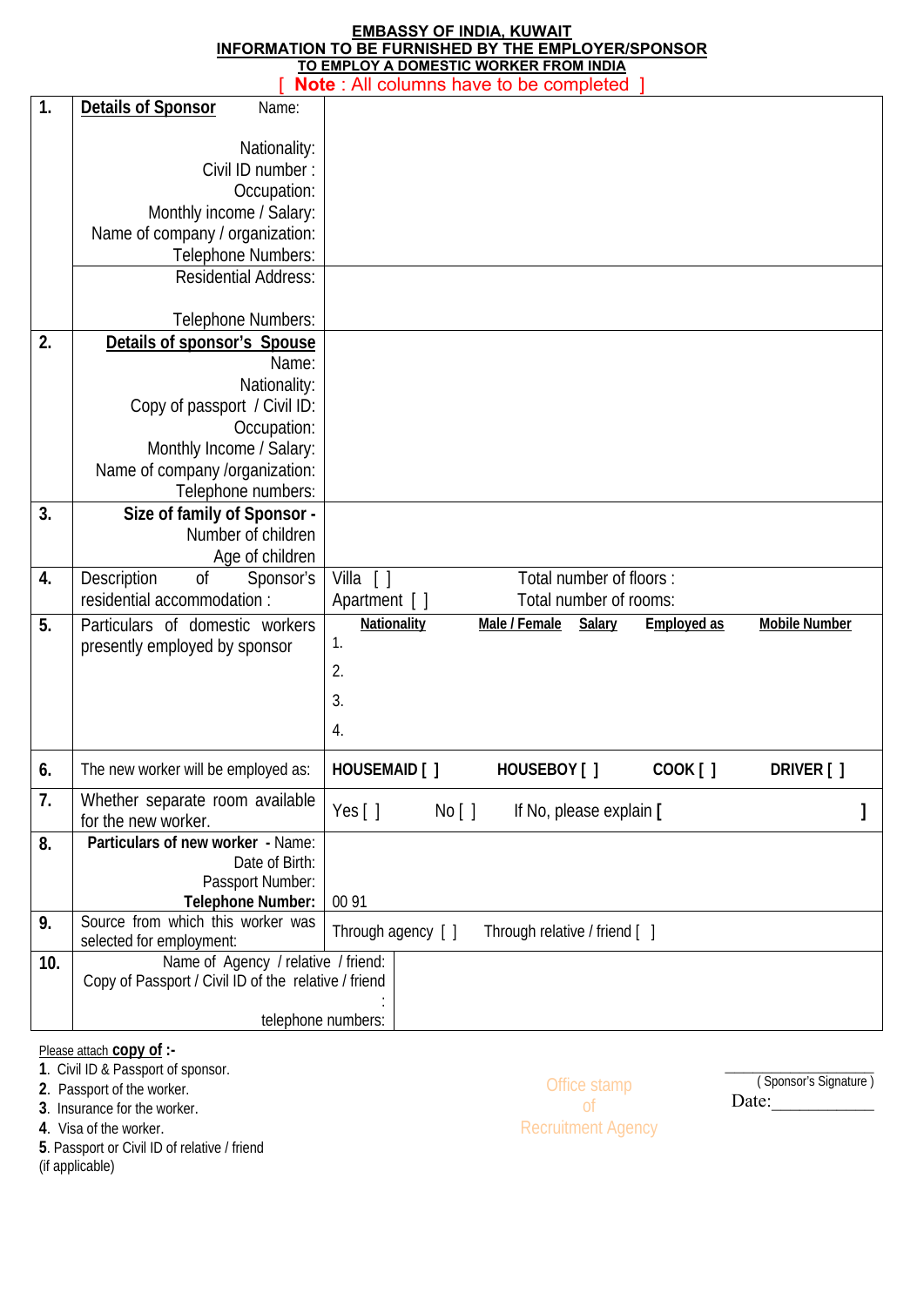**EMBASSY OF INDIA, KUWAIT**
**INFORMATION TO BE FURNISHED BY THE EMPLOYER/SPONSOR**
**TO EMPLOY A DOMESTIC WORKER FROM INDIA**

[ **Note** : All columns have to be completed ]

| | | |
|---|---|---|
| **1.** | **Details of Sponsor** Name:<br><br>Nationality:<br>Civil ID number :<br>Occupation:<br>Monthly income / Salary:<br>Name of company / organization:<br>Telephone Numbers: | |
| | Residential Address:<br><br>Telephone Numbers: | |
| **2.** | **Details of sponsor's Spouse**<br>Name:<br>Nationality:<br>Copy of passport / Civil ID:<br>Occupation:<br>Monthly Income / Salary:<br>Name of company /organization:<br>Telephone numbers: | |
| **3.** | **Size of family of Sponsor -**<br>Number of children<br>Age of children | |
| **4.** | Description of Sponsor's residential accommodation : | Villa [ ]　　Total number of floors :<br>Apartment [ ]　　Total number of rooms: |
| **5.** | Particulars of domestic workers presently employed by sponsor | **Nationality** / **Male / Female** / **Salary** / **Employed as** / **Mobile Number**<br>1.<br>2.<br>3.<br>4. |
| **6.** | The new worker will be employed as: | **HOUSEMAID [ ]**　**HOUSEBOY [ ]**　**COOK [ ]**　**DRIVER [ ]** |
| **7.** | Whether separate room available for the new worker. | Yes [ ]　No [ ]　If No, please explain **[　　　　]** |
| **8.** | **Particulars of new worker - Name:**<br>Date of Birth:<br>Passport Number:<br>**Telephone Number:** | <br><br><br>00 91 |
| **9.** | Source from which this worker was selected for employment: | Through agency [ ]　Through relative / friend [ ] |
| **10.** | Name of Agency / relative / friend:<br>Copy of Passport / Civil ID of the relative / friend :<br>telephone numbers: | |

Please attach **copy of :-**

1. Civil ID & Passport of sponsor.
2. Passport of the worker.
3. Insurance for the worker.
4. Visa of the worker.
5. Passport or Civil ID of relative / friend (if applicable)

Office stamp of Recruitment Agency

_______________
( Sponsor's Signature )

Date:___________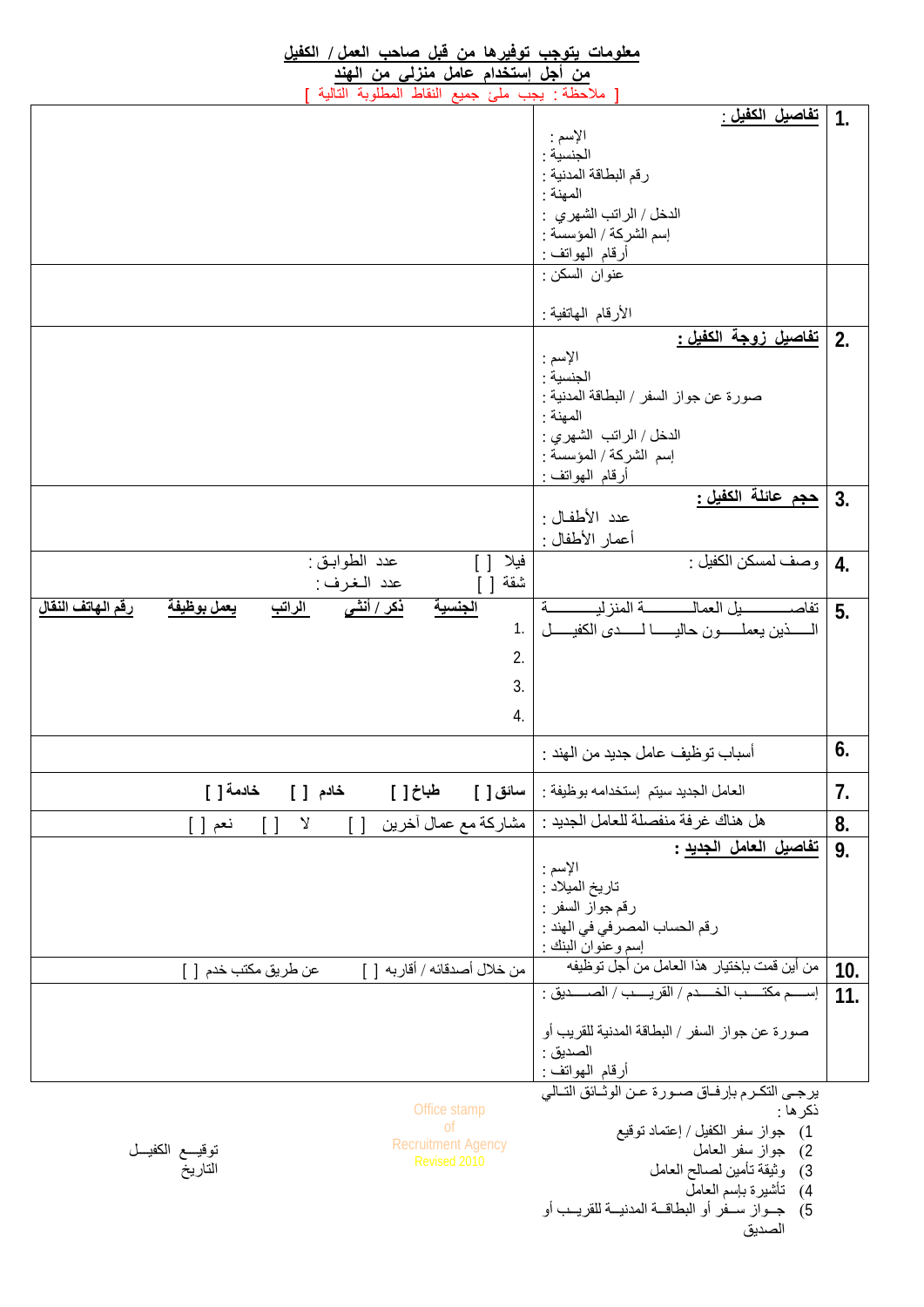**معلومات يتوجب توفيرها من قبل صاحب العمل / الكفيل**
**من أجل إستخدام عامل منزلي من الهند**

[ ملاحظة : يجب ملئ جميع النقاط المطلوبة التالية ]

| | | |
|---|---|---|
| **1.** | **تفاصيل الكفيل :**<br>الإسم :<br>الجنسية :<br>رقم البطاقة المدنية :<br>المهنة :<br>الدخل / الراتب الشهري :<br>إسم الشركة / المؤسسة :<br>أرقام الهواتف : | |
| | عنوان السكن :<br><br>الأرقام الهاتفية : | |
| **2.** | **تفاصيل زوجة الكفيل :**<br>الإسم :<br>الجنسية :<br>صورة عن جواز السفر / البطاقة المدنية :<br>المهنة :<br>الدخل / الراتب الشهري :<br>إسم الشركة / المؤسسة :<br>أرقام الهواتف : | |
| **3.** | **حجم عائلة الكفيل :**<br>عدد الأطفال :<br>أعمار الأطفال : | |
| **4.** | وصف لمسكن الكفيل : | فيلا [ ] عدد الطوابق :<br>شقة [ ] عدد الغرف : |
| **5.** | تفاصيل العمال المنزلية الذين يعملون حاليا لدى الكفيل | **الجنسية** / **ذكر / أنثى** / **الراتب** / **يعمل بوظيفة** / **رقم الهاتف النقال**<br>1.<br>2.<br>3.<br>4. |
| **6.** | أسباب توظيف عامل جديد من الهند : | |
| **7.** | العامل الجديد سيتم إستخدامه بوظيفة : | **سائق [ ]** **طباخ [ ]** **خادم [ ]** **خادمة [ ]** |
| **8.** | هل هناك غرفة منفصلة للعامل الجديد : | مشاركة مع عمال آخرين [ ] لا [ ] نعم [ ] |
| **9.** | **تفاصيل العامل الجديد :**<br>الإسم :<br>تاريخ الميلاد :<br>رقم جواز السفر :<br>رقم الحساب المصرفي في الهند :<br>إسم وعنوان البنك : | |
| **10.** | من أين قمت بإختيار هذا العامل من أجل توظيفه | من خلال أصدقائه / أقاربه [ ] عن طريق مكتب خدم [ ] |
| **11.** | إسم مكتب الخدم / القريب / الصديق :<br><br>صورة عن جواز السفر / البطاقة المدنية للقريب أو الصديق :<br>أرقام الهواتف : | |

يرجى التكرم بإرفاق صورة عن الوثائق التالي ذكرها :
1) جواز سفر الكفيل / إعتماد توقيع
2) جواز سفر العامل
3) وثيقة تأمين لصالح العامل
4) تأشيرة بإسم العامل
5) جواز سفر أو البطاقة المدنية للقريب أو الصديق

Office stamp
of
Recruitment Agency
Revised 2010

توقيع الكفيل
التاريخ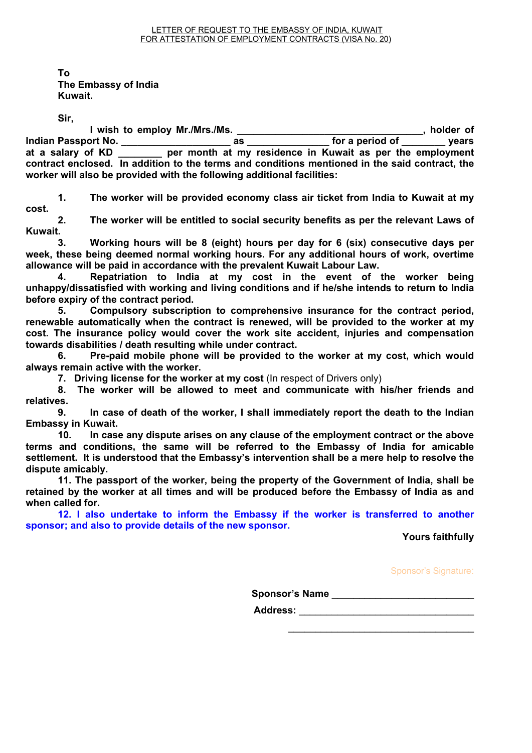LETTER OF REQUEST TO THE EMBASSY OF INDIA, KUWAIT
FOR ATTESTATION OF EMPLOYMENT CONTRACTS (VISA No. 20)

**To**
**The Embassy of India**
**Kuwait.**

**Sir,**

**I wish to employ Mr./Mrs./Ms. ___________________________________, holder of Indian Passport No. _____________________ as ________________ for a period of ________ years at a salary of KD ________ per month at my residence in Kuwait as per the employment contract enclosed. In addition to the terms and conditions mentioned in the said contract, the worker will also be provided with the following additional facilities:**

**1. The worker will be provided economy class air ticket from India to Kuwait at my cost.**

**2. The worker will be entitled to social security benefits as per the relevant Laws of Kuwait.**

**3. Working hours will be 8 (eight) hours per day for 6 (six) consecutive days per week, these being deemed normal working hours. For any additional hours of work, overtime allowance will be paid in accordance with the prevalent Kuwait Labour Law.**

**4. Repatriation to India at my cost in the event of the worker being unhappy/dissatisfied with working and living conditions and if he/she intends to return to India before expiry of the contract period.**

**5. Compulsory subscription to comprehensive insurance for the contract period, renewable automatically when the contract is renewed, will be provided to the worker at my cost. The insurance policy would cover the work site accident, injuries and compensation towards disabilities / death resulting while under contract.**

**6. Pre-paid mobile phone will be provided to the worker at my cost, which would always remain active with the worker.**

**7. Driving license for the worker at my cost** (In respect of Drivers only)

**8. The worker will be allowed to meet and communicate with his/her friends and relatives.**

**9. In case of death of the worker, I shall immediately report the death to the Indian Embassy in Kuwait.**

**10. In case any dispute arises on any clause of the employment contract or the above terms and conditions, the same will be referred to the Embassy of India for amicable settlement. It is understood that the Embassy's intervention shall be a mere help to resolve the dispute amicably.**

**11. The passport of the worker, being the property of the Government of India, shall be retained by the worker at all times and will be produced before the Embassy of India as and when called for.**

**12. I also undertake to inform the Embassy if the worker is transferred to another sponsor; and also to provide details of the new sponsor.**

**Yours faithfully**

Sponsor's Signature:

**Sponsor's Name** __________________________

**Address:** ________________________________

____________________________________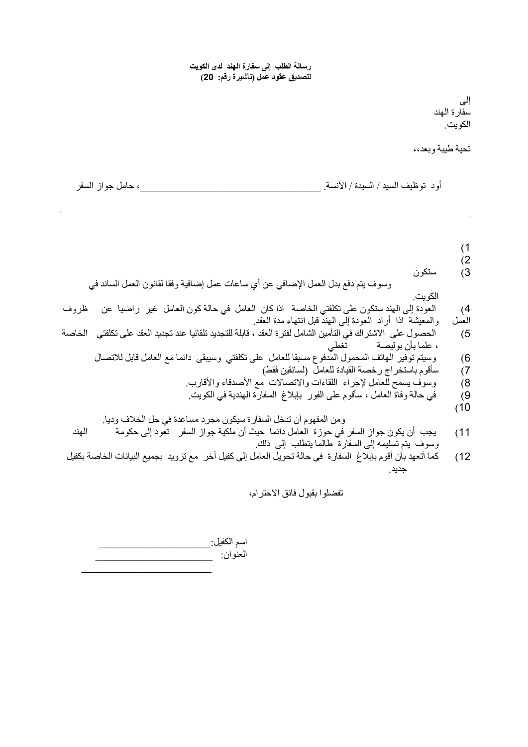**رسالة الطلب إلى سفارة الهند لدى الكويت**
**لتصديق عقود عمل (تأشيرة رقم: 20)**

إلى
سفارة الهند
الكويت.

تحية طيبة وبعد،،

أود توظيف السيد / السيدة / الآنسة. ______________________________، حامل جواز السفر

1)
2)
3) ستكون
وسوف يتم دفع بدل العمل الإضافي عن أي ساعات عمل إضافية وفقا لقانون العمل السائد في الكويت.
4) العودة إلى الهند ستكون على تكلفتي الخاصة اذا كان العامل في حالة كون العامل غير راضيا عن ظروف العمل والمعيشة اذا أراد العودة إلى الهند قبل انتهاء مدة العقد.
5) الحصول على الاشتراك في التأمين الشامل لفترة العقد ، قابلة للتجديد تلقائيا عند تجديد العقد على تكلفتي الخاصة ، علما بأن بوليصة تغطي
6) وسيتم توفير الهاتف المحمول المدفوع مسبقا للعامل على تكلفتي وسيبقى دائما مع العامل قابل للاتصال
7) سأقوم باستخراج رخصة القيادة للعامل (لسائقين فقط)
8) وسوف يسمح للعامل لإجراء اللقاءات والاتصالات مع الأصدقاء والأقارب.
9) في حالة وفاة العامل ، سأقوم على الفور بإبلاغ السفارة الهندية في الكويت.
10)
ومن المفهوم أن تدخل السفارة سيكون مجرد مساعدة في حل الخلاف وديا.
11) يجب أن يكون جواز السفر في حوزة العامل دائما حيث أن ملكية جواز السفر تعود إلى حكومة الهند وسوف يتم تسليمه إلى السفارة طالما يتطلب إلى ذلك.
12) كما أتعهد بأن أقوم بإبلاغ السفارة في حالة تحويل العامل إلى كفيل آخر مع تزويد بجميع البيانات الخاصة بكفيل جديد.

تفضلوا بقبول فائق الاحترام،

اسم الكفيل: ____________________
العنوان: ____________________
____________________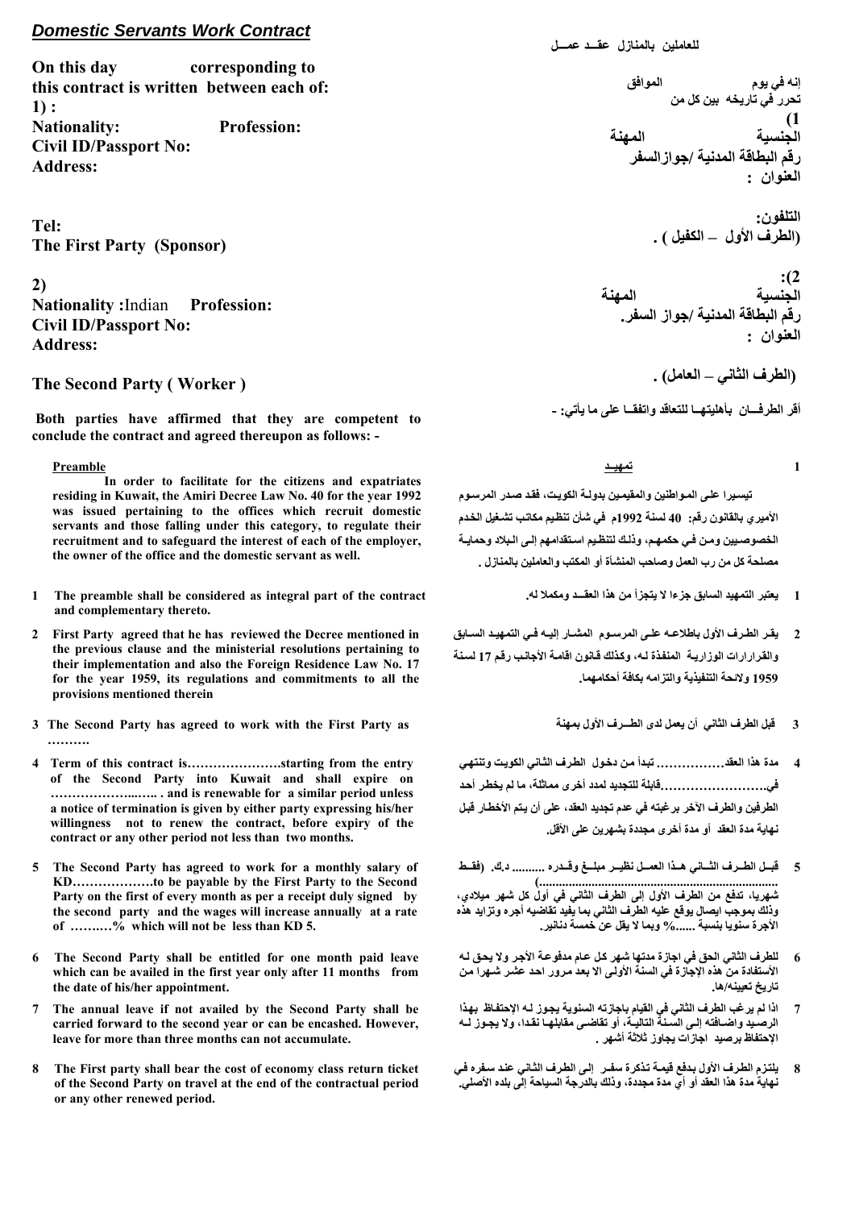## *Domestic Servants Work Contract*

عقــد عمــل للعاملين بالمنازل

**On this day corresponding to this contract is written between each of:**

**1) :**

**Nationality: Profession:**

**Civil ID/Passport No:**

**Address:**

**Tel:**

**The First Party (Sponsor)**

إنه في يوم الموافق
تحرر في تاريخه بين كل من
(1
الجنسية المهنة
رقم البطاقة المدنية /جوازالسفر
العنوان :

التلفون:
(الطرف الأول – الكفيل ) .

**2)**

**Nationality :**Indian **Profession:**

**Civil ID/Passport No:**

**Address:**

**The Second Party ( Worker )**

:(2
الجنسية المهنة
رقم البطاقة المدنية /جواز السفر.
العنوان :

(الطرف الثاني – العامل) .

**Both parties have affirmed that they are competent to conclude the contract and agreed thereupon as follows: -**

أقر الطرفــان بأهليتهــا للتعاقد واتفقــا على ما يأتي: -

**Preamble**

**In order to facilitate for the citizens and expatriates residing in Kuwait, the Amiri Decree Law No. 40 for the year 1992 was issued pertaining to the offices which recruit domestic servants and those falling under this category, to regulate their recruitment and to safeguard the interest of each of the employer, the owner of the office and the domestic servant as well.**

1 تمهيـد

تيسيرا على المواطنين والمقيمين بدولـة الكويت، فقد صدر المرسوم الأميري بالقانون رقم: 40 لسنة 1992م في شأن تنظيم مكاتب تشغيل الخدم الخصوصيين ومن في حكمهم، وذلك لتنظيم استقدامهم إلى البلاد وحماية مصلحة كل من رب العمل وصاحب المنشأة أو المكتب والعاملين بالمنازل .

1. **The preamble shall be considered as integral part of the contract and complementary thereto.**

1 يعتبر التمهيد السابق جزءا لا يتجزأ من هذا العقــد ومكملا له.

2. **First Party agreed that he has reviewed the Decree mentioned in the previous clause and the ministerial resolutions pertaining to their implementation and also the Foreign Residence Law No. 17 for the year 1959, its regulations and commitments to all the provisions mentioned therein**

2 يقـر الطرف الأول باطلاعـه على المرسـوم المشـار إليـه فـي التمهيد السـابق والقرارات الوزاريـة المنفذة لـه، وكذلك قـانون اقامـة الأجـانب رقم 17 لسنة 1959 ولائحة التنفيذية والتزامه بكافة أحكامهما.

3. **The Second Party has agreed to work with the First Party as ……….**

3 قبل الطرف الثاني أن يعمل لدى الطــرف الأول بمهنة

4. **Term of this contract is………………….starting from the entry of the Second Party into Kuwait and shall expire on ……………….….…. . and is renewable for a similar period unless a notice of termination is given by either party expressing his/her willingness not to renew the contract, before expiry of the contract or any other period not less than two months.**

4 مدة هذا العقد…………… تبدأ من دخول الطرف الثاني الكويت وتنتهي في……………………..قابلة للتجديد لمدد أخرى مماثلة، ما لم يخطر أحد الطرفين والطرف الآخر برغبته في عدم تجديد العقد، على أن يتم الأخطار قبل نهاية مدة العقد أو مدة أخرى مجددة بشهرين على الأقل.

5. **The Second Party has agreed to work for a monthly salary of KD……………….to be payable by the First Party to the Second Party on the first of every month as per a receipt duly signed by the second party and the wages will increase annually at a rate of ………% which will not be less than KD 5.**

5 قبـل الطـرف الثـاني هـذا العمـل نظيـر مبلـغ وقـدره ......... د.ك. (فقـط ...........................................................................) شهريا، تدفع من الطرف الأول إلى الطرف الثاني في أول كل شهر ميلادي، وذلك بموجب ايصال يوقع عليه الطرف الثاني بما يفيد تقاضيه أجره وتزايد هذه الأجرة سنويا بنسبة ......% وبما لا يقل عن خمسة دنانير.

6. **The Second Party shall be entitled for one month paid leave which can be availed in the first year only after 11 months from the date of his/her appointment.**

6 للطرف الثاني الحق في اجازة مدتها شهر كل عام مدفوعة الأجر ولا يحق لـه الأستفادة من هذه الإجازة في السنة الأولى الا بعد مرور احد عشر شهـرا من تاريخ تعيينه/ها.

7. **The annual leave if not availed by the Second Party shall be carried forward to the second year or can be encashed. However, leave for more than three months can not accumulate.**

7 اذا لم يرغب الطرف الثاني في القيام باجازته السنوية يجوز لـه الإحتفاظ بهذا الرصيد واضـافته إلى السنة التاليـة، أو تقاضى مقابلهـا نقـدا، ولا يجـوز لـه الإحتفاظ برصيد اجازات يجاوز ثلاثة أشهر .

8. **The First party shall bear the cost of economy class return ticket of the Second Party on travel at the end of the contractual period or any other renewed period.**

8 يلتزم الطرف الأول بدفع قيمة تذكرة سفـر إلى الطرف الثاني عند سفره في نهاية مدة هذا العقد أو أي مدة مجددة، وذلك بالدرجة السياحة إلى بلده الأصلي.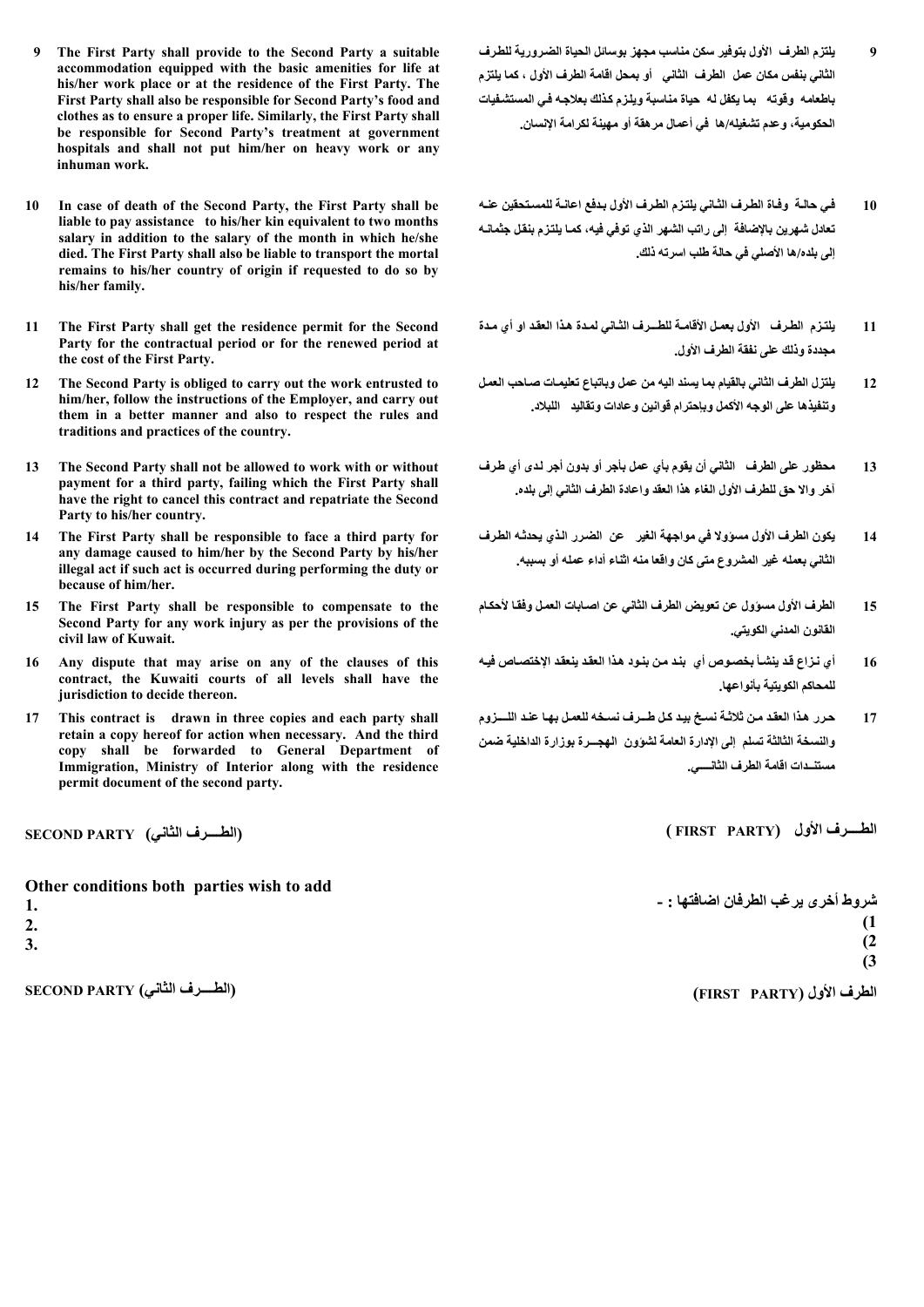9 The First Party shall provide to the Second Party a suitable accommodation equipped with the basic amenities for life at his/her work place or at the residence of the First Party. The First Party shall also be responsible for Second Party's food and clothes as to ensure a proper life. Similarly, the First Party shall be responsible for Second Party's treatment at government hospitals and shall not put him/her on heavy work or any inhuman work.

9 يلتزم الطرف الأول بتوفير سكن مناسب مجهز بوسائل الحياة الضرورية للطرف الثاني بنفس مكان عمل الطرف الثاني أو بمحل اقامة الطرف الأول ، كما يلتزم باطعامه وقوته بما يكفل له حياة مناسبة ويلزم كذلك بعلاجه في المستشفيات الحكومية، وعدم تشغيله/ها في أعمال مرهقة أو مهينة لكرامة الإنسان.

10 In case of death of the Second Party, the First Party shall be liable to pay assistance to his/her kin equivalent to two months salary in addition to the salary of the month in which he/she died. The First Party shall also be liable to transport the mortal remains to his/her country of origin if requested to do so by his/her family.

10 في حالة وفاة الطرف الثاني يلتزم الطرف الأول بدفع اعانة للمستحقين عنه تعادل شهرين بالإضافة إلى راتب الشهر الذي توفي فيه، كما يلتزم بنقل جثمانه إلى بلده/ها الأصلي في حالة طلب اسرته ذلك.

11 The First Party shall get the residence permit for the Second Party for the contractual period or for the renewed period at the cost of the First Party.

11 يلتزم الطرف الأول بعمل الأقامة للطرف الثاني لمدة هذا العقد او أي مدة مجددة وذلك على نفقة الطرف الأول.

12 The Second Party is obliged to carry out the work entrusted to him/her, follow the instructions of the Employer, and carry out them in a better manner and also to respect the rules and traditions and practices of the country.

12 يلتزل الطرف الثاني بالقيام بما يسند اليه من عمل وباتباع تعليمات صاحب العمل وتنفيذها على الوجه الأكمل وباحترام قوانين وعادات وتقاليد البلاد.

13 The Second Party shall not be allowed to work with or without payment for a third party, failing which the First Party shall have the right to cancel this contract and repatriate the Second Party to his/her country.

13 محظور على الطرف الثاني أن يقوم بأي عمل بأجر أو بدون أجر لدى أي طرف آخر والا حق للطرف الأول الغاء هذا العقد واعادة الطرف الثاني إلى بلده.

14 The First Party shall be responsible to face a third party for any damage caused to him/her by the Second Party by his/her illegal act if such act is occurred during performing the duty or because of him/her.

14 يكون الطرف الأول مسؤولا في مواجهة الغير عن الضرر الذي يحدثه الطرف الثاني بعمله غير المشروع متى كان واقعا منه اثناء أداء عمله أو بسببه.

15 The First Party shall be responsible to compensate to the Second Party for any work injury as per the provisions of the civil law of Kuwait.

15 الطرف الأول مسؤول عن تعويض الطرف الثاني عن اصابات العمل وفقا لأحكام القانون المدني الكويتي.

16 Any dispute that may arise on any of the clauses of this contract, the Kuwaiti courts of all levels shall have the jurisdiction to decide thereon.

16 أي نزاع قد ينشأ بخصوص أي بند من بنود هذا العقد ينعقد الإختصاص فيه للمحاكم الكويتية بأنواعها.

17 This contract is drawn in three copies and each party shall retain a copy hereof for action when necessary. And the third copy shall be forwarded to General Department of Immigration, Ministry of Interior along with the residence permit document of the second party.

17 حرر هذا العقد من ثلاثة نسخ بيد كل طرف نسخه للعمل بها عند اللزوم والنسخة الثالثة تسلم إلى الإدارة العامة لشؤون الهجرة بوزارة الداخلية ضمن مستندات اقامة الطرف الثاني.

SECOND PARTY (الطرف الثاني)

الطرف الأول (FIRST PARTY)

**Other conditions both parties wish to add**

**شروط أخرى يرغب الطرفان اضافتها : -**

1.
2.
3.

SECOND PARTY (الطرف الثاني)

الطرف الأول (FIRST PARTY)